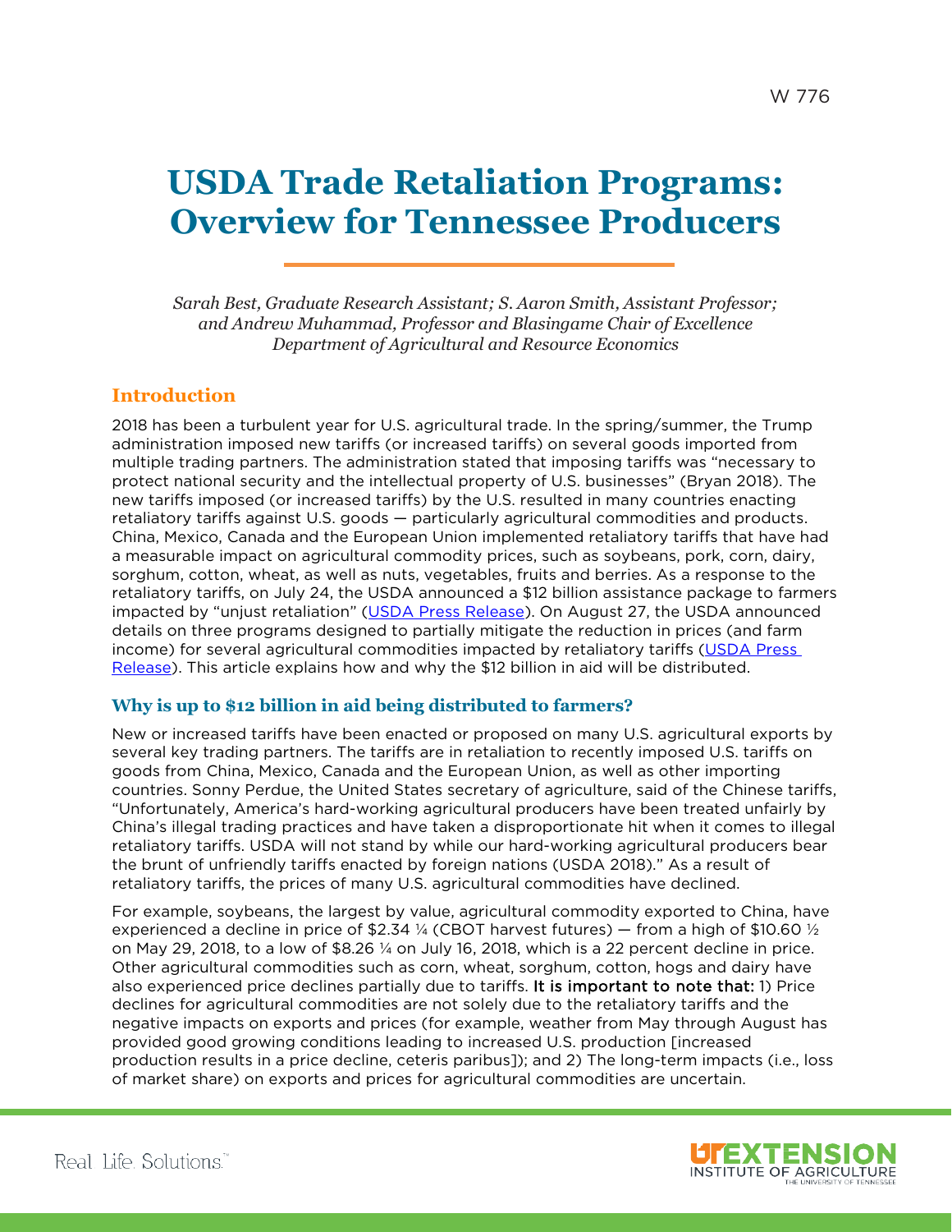W 776

# USDA Trade Retaliation Programs: Overview for Tennessee Producers

*Sarah Best, Graduate Research Assistant; S. Aaron Smith, Assistant Professor; and Andrew Muhammad, Professor and Blasingame Chair of Excellence Department of Agricultural and Resource Economics*

## Introduction

2018 has been a turbulent year for U.S. agricultural trade. In the spring/summer, the Trump administration imposed new tariffs (or increased tariffs) on several goods imported from multiple trading partners. The administration stated that imposing tariffs was "necessary to protect national security and the intellectual property of U.S. businesses" (Bryan 2018). The new tariffs imposed (or increased tariffs) by the U.S. resulted in many countries enacting retaliatory tariffs against U.S. goods — particularly agricultural commodities and products. China, Mexico, Canada and the European Union implemented retaliatory tariffs that have had a measurable impact on agricultural commodity prices, such as soybeans, pork, corn, dairy, sorghum, cotton, wheat, as well as nuts, vegetables, fruits and berries. As a response to the retaliatory tariffs, on July 24, the USDA announced a $12 billion assistance package to farmers impacted by "unjust retaliation" (USDA Press Release). On August 27, the USDA announced details on three programs designed to partially mitigate the reduction in prices (and farm income) for several agricultural commodities impacted by retaliatory tariffs (USDA Press Release). This article explains how and why the $12 billion in aid will be distributed.

### Why is up to $12 billion in aid being distributed to farmers?

New or increased tariffs have been enacted or proposed on many U.S. agricultural exports by several key trading partners. The tariffs are in retaliation to recently imposed U.S. tariffs on goods from China, Mexico, Canada and the European Union, as well as other importing countries. Sonny Perdue, the United States secretary of agriculture, said of the Chinese tariffs, "Unfortunately, America's hard-working agricultural producers have been treated unfairly by China's illegal trading practices and have taken a disproportionate hit when it comes to illegal retaliatory tariffs. USDA will not stand by while our hard-working agricultural producers bear the brunt of unfriendly tariffs enacted by foreign nations (USDA 2018)." As a result of retaliatory tariffs, the prices of many U.S. agricultural commodities have declined.

For example, soybeans, the largest by value, agricultural commodity exported to China, have experienced a decline in price of $2.34 ¼ (CBOT harvest futures) — from a high of $10.60 ½ on May 29, 2018, to a low of $8.26 ¼ on July 16, 2018, which is a 22 percent decline in price. Other agricultural commodities such as corn, wheat, sorghum, cotton, hogs and dairy have also experienced price declines partially due to tariffs. It is important to note that: 1) Price declines for agricultural commodities are not solely due to the retaliatory tariffs and the negative impacts on exports and prices (for example, weather from May through August has provided good growing conditions leading to increased U.S. production [increased production results in a price decline, ceteris paribus]); and 2) The long-term impacts (i.e., loss of market share) on exports and prices for agricultural commodities are uncertain.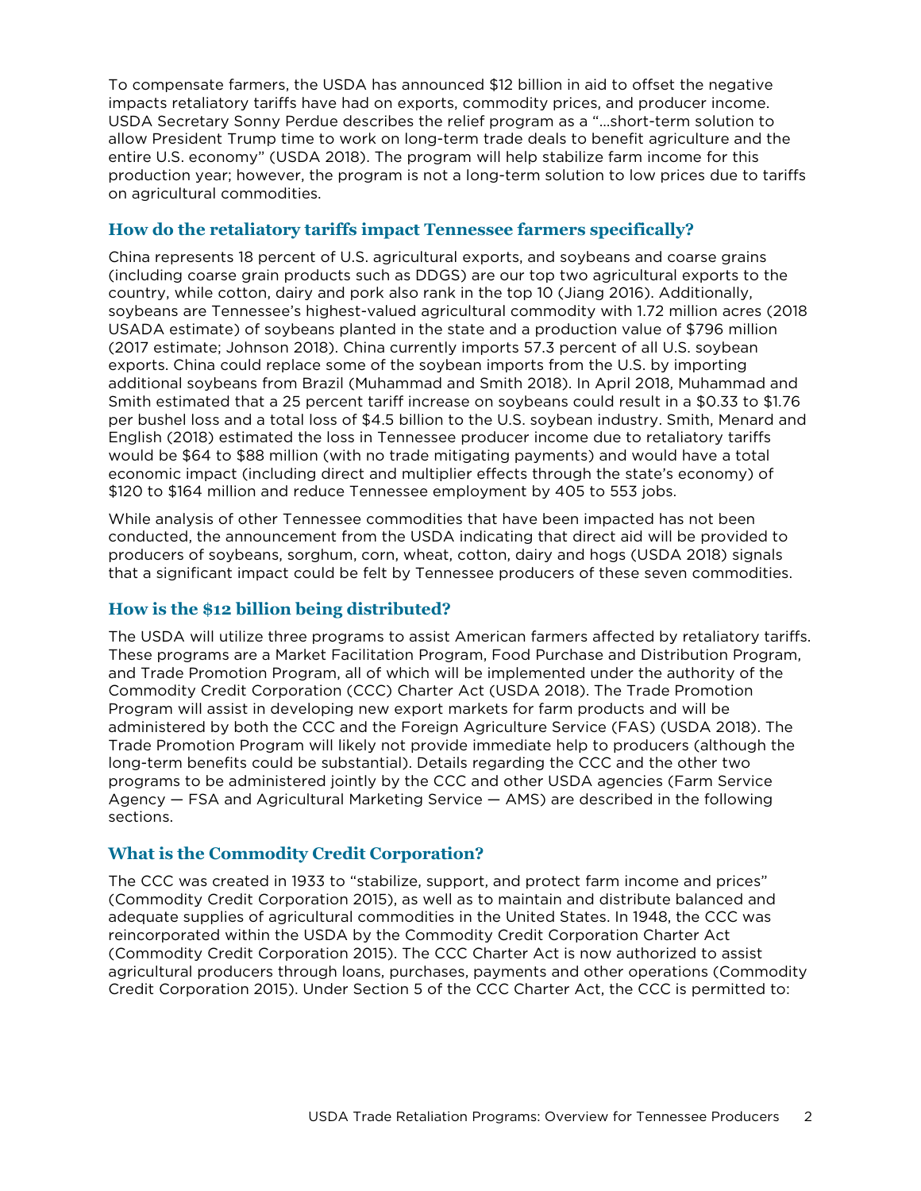To compensate farmers, the USDA has announced $12 billion in aid to offset the negative impacts retaliatory tariffs have had on exports, commodity prices, and producer income. USDA Secretary Sonny Perdue describes the relief program as a "…short-term solution to allow President Trump time to work on long-term trade deals to benefit agriculture and the entire U.S. economy" (USDA 2018). The program will help stabilize farm income for this production year; however, the program is not a long-term solution to low prices due to tariffs on agricultural commodities.

## How do the retaliatory tariffs impact Tennessee farmers specifically?

China represents 18 percent of U.S. agricultural exports, and soybeans and coarse grains (including coarse grain products such as DDGS) are our top two agricultural exports to the country, while cotton, dairy and pork also rank in the top 10 (Jiang 2016). Additionally, soybeans are Tennessee's highest-valued agricultural commodity with 1.72 million acres (2018 USADA estimate) of soybeans planted in the state and a production value of $796 million (2017 estimate; Johnson 2018). China currently imports 57.3 percent of all U.S. soybean exports. China could replace some of the soybean imports from the U.S. by importing additional soybeans from Brazil (Muhammad and Smith 2018). In April 2018, Muhammad and Smith estimated that a 25 percent tariff increase on soybeans could result in a $0.33 to $1.76 per bushel loss and a total loss of $4.5 billion to the U.S. soybean industry. Smith, Menard and English (2018) estimated the loss in Tennessee producer income due to retaliatory tariffs would be $64 to $88 million (with no trade mitigating payments) and would have a total economic impact (including direct and multiplier effects through the state's economy) of $120 to $164 million and reduce Tennessee employment by 405 to 553 jobs.

While analysis of other Tennessee commodities that have been impacted has not been conducted, the announcement from the USDA indicating that direct aid will be provided to producers of soybeans, sorghum, corn, wheat, cotton, dairy and hogs (USDA 2018) signals that a significant impact could be felt by Tennessee producers of these seven commodities.

## How is the $12 billion being distributed?

The USDA will utilize three programs to assist American farmers affected by retaliatory tariffs. These programs are a Market Facilitation Program, Food Purchase and Distribution Program, and Trade Promotion Program, all of which will be implemented under the authority of the Commodity Credit Corporation (CCC) Charter Act (USDA 2018). The Trade Promotion Program will assist in developing new export markets for farm products and will be administered by both the CCC and the Foreign Agriculture Service (FAS) (USDA 2018). The Trade Promotion Program will likely not provide immediate help to producers (although the long-term benefits could be substantial). Details regarding the CCC and the other two programs to be administered jointly by the CCC and other USDA agencies (Farm Service Agency — FSA and Agricultural Marketing Service — AMS) are described in the following sections.

## What is the Commodity Credit Corporation?

The CCC was created in 1933 to "stabilize, support, and protect farm income and prices" (Commodity Credit Corporation 2015), as well as to maintain and distribute balanced and adequate supplies of agricultural commodities in the United States. In 1948, the CCC was reincorporated within the USDA by the Commodity Credit Corporation Charter Act (Commodity Credit Corporation 2015). The CCC Charter Act is now authorized to assist agricultural producers through loans, purchases, payments and other operations (Commodity Credit Corporation 2015). Under Section 5 of the CCC Charter Act, the CCC is permitted to: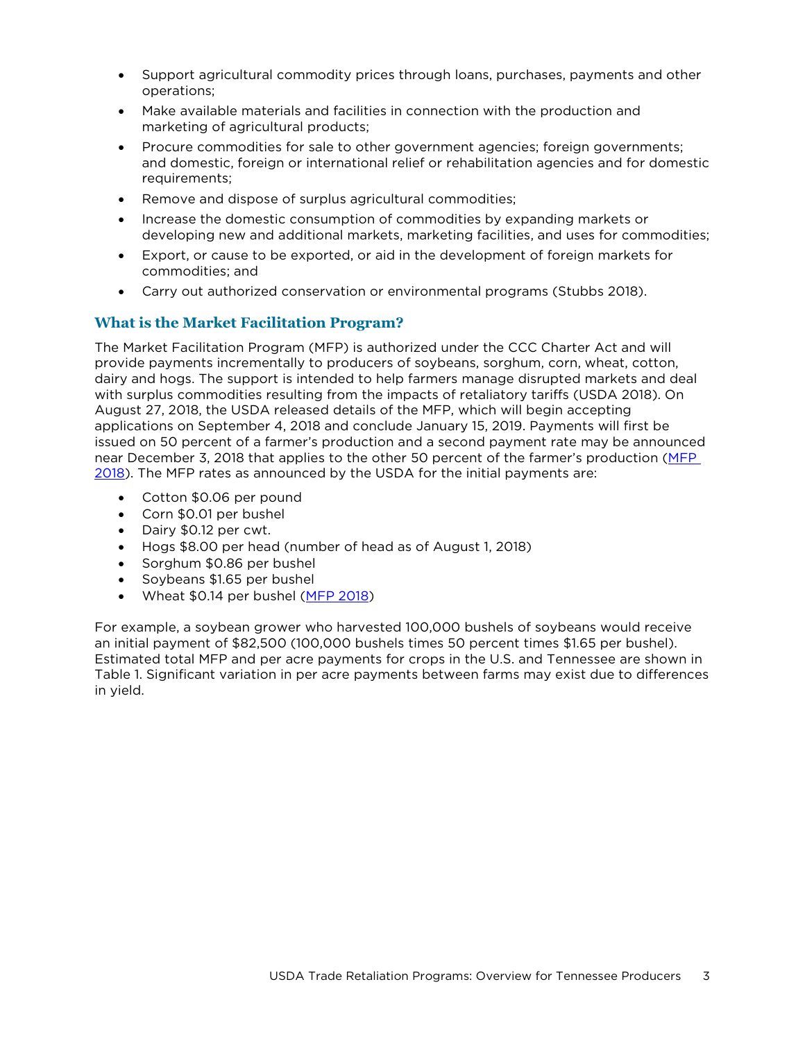- Support agricultural commodity prices through loans, purchases, payments and other operations;
- Make available materials and facilities in connection with the production and marketing of agricultural products;
- Procure commodities for sale to other government agencies; foreign governments; and domestic, foreign or international relief or rehabilitation agencies and for domestic requirements;
- Remove and dispose of surplus agricultural commodities;
- Increase the domestic consumption of commodities by expanding markets or developing new and additional markets, marketing facilities, and uses for commodities;
- Export, or cause to be exported, or aid in the development of foreign markets for commodities; and
- Carry out authorized conservation or environmental programs (Stubbs 2018).

## What is the Market Facilitation Program?

The Market Facilitation Program (MFP) is authorized under the CCC Charter Act and will provide payments incrementally to producers of soybeans, sorghum, corn, wheat, cotton, dairy and hogs. The support is intended to help farmers manage disrupted markets and deal with surplus commodities resulting from the impacts of retaliatory tariffs (USDA 2018). On August 27, 2018, the USDA released details of the MFP, which will begin accepting applications on September 4, 2018 and conclude January 15, 2019. Payments will first be issued on 50 percent of a farmer's production and a second payment rate may be announced near December 3, 2018 that applies to the other 50 percent of the farmer's production (MFP 2018). The MFP rates as announced by the USDA for the initial payments are:

- Cotton $0.06 per pound
- Corn $0.01 per bushel
- Dairy $0.12 per cwt.
- Hogs $8.00 per head (number of head as of August 1, 2018)
- Sorghum $0.86 per bushel
- Soybeans $1.65 per bushel
- Wheat $0.14 per bushel (MFP 2018)

For example, a soybean grower who harvested 100,000 bushels of soybeans would receive an initial payment of $82,500 (100,000 bushels times 50 percent times $1.65 per bushel). Estimated total MFP and per acre payments for crops in the U.S. and Tennessee are shown in Table 1. Significant variation in per acre payments between farms may exist due to differences in yield.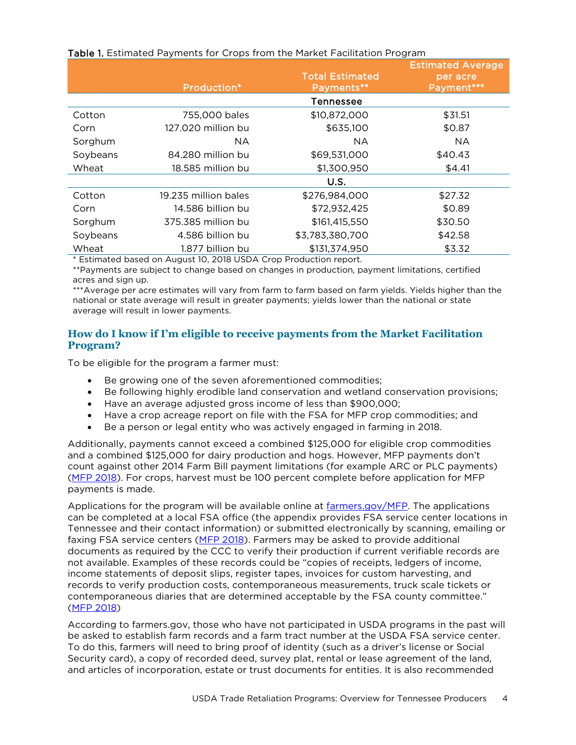Table 1. Estimated Payments for Crops from the Market Facilitation Program

| | Production* | Total Estimated Payments** | Estimated Average per acre Payment*** |
|---|---|---|---|
| | | **Tennessee** | |
| Cotton | 755,000 bales | $10,872,000 | $31.51 |
| Corn | 127.020 million bu | $635,100 | $0.87 |
| Sorghum | NA | NA | NA |
| Soybeans | 84.280 million bu | $69,531,000 | $40.43 |
| Wheat | 18.585 million bu | $1,300,950 | $4.41 |
| | | **U.S.** | |
| Cotton | 19.235 million bales | $276,984,000 | $27.32 |
| Corn | 14.586 billion bu | $72,932,425 | $0.89 |
| Sorghum | 375.385 million bu | $161,415,550 | $30.50 |
| Soybeans | 4.586 billion bu | $3,783,380,700 | $42.58 |
| Wheat | 1.877 billion bu | $131,374,950 | $3.32 |

* Estimated based on August 10, 2018 USDA Crop Production report.

**Payments are subject to change based on changes in production, payment limitations, certified acres and sign up.

***Average per acre estimates will vary from farm to farm based on farm yields. Yields higher than the national or state average will result in greater payments; yields lower than the national or state average will result in lower payments.

## How do I know if I'm eligible to receive payments from the Market Facilitation Program?

To be eligible for the program a farmer must:

- Be growing one of the seven aforementioned commodities;
- Be following highly erodible land conservation and wetland conservation provisions;
- Have an average adjusted gross income of less than $900,000;
- Have a crop acreage report on file with the FSA for MFP crop commodities; and
- Be a person or legal entity who was actively engaged in farming in 2018.

Additionally, payments cannot exceed a combined $125,000 for eligible crop commodities and a combined $125,000 for dairy production and hogs. However, MFP payments don't count against other 2014 Farm Bill payment limitations (for example ARC or PLC payments) (MFP 2018). For crops, harvest must be 100 percent complete before application for MFP payments is made.

Applications for the program will be available online at farmers.gov/MFP. The applications can be completed at a local FSA office (the appendix provides FSA service center locations in Tennessee and their contact information) or submitted electronically by scanning, emailing or faxing FSA service centers (MFP 2018). Farmers may be asked to provide additional documents as required by the CCC to verify their production if current verifiable records are not available. Examples of these records could be "copies of receipts, ledgers of income, income statements of deposit slips, register tapes, invoices for custom harvesting, and records to verify production costs, contemporaneous measurements, truck scale tickets or contemporaneous diaries that are determined acceptable by the FSA county committee." (MFP 2018)

According to farmers.gov, those who have not participated in USDA programs in the past will be asked to establish farm records and a farm tract number at the USDA FSA service center. To do this, farmers will need to bring proof of identity (such as a driver's license or Social Security card), a copy of recorded deed, survey plat, rental or lease agreement of the land, and articles of incorporation, estate or trust documents for entities. It is also recommended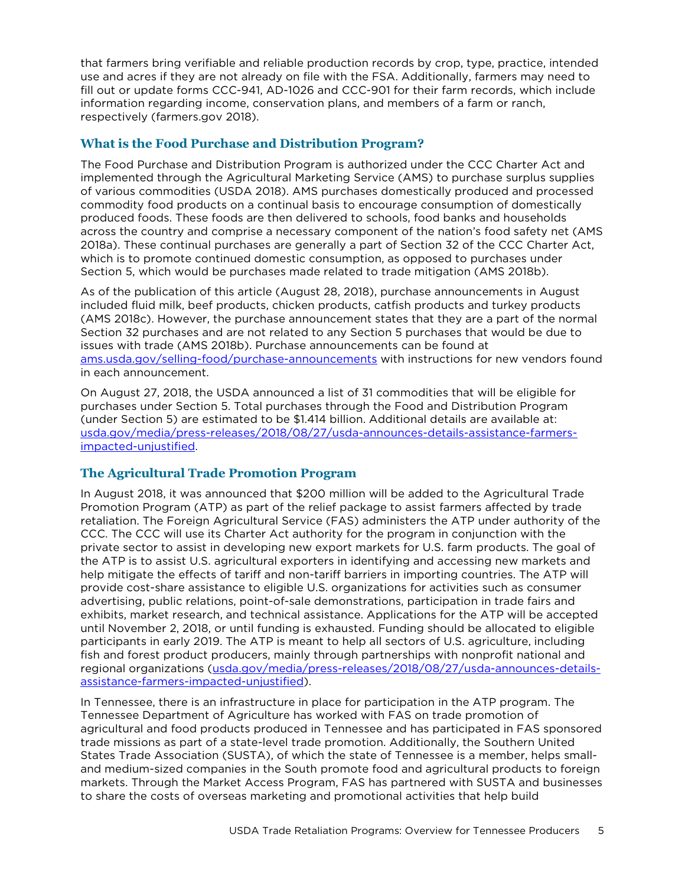that farmers bring verifiable and reliable production records by crop, type, practice, intended use and acres if they are not already on file with the FSA. Additionally, farmers may need to fill out or update forms CCC-941, AD-1026 and CCC-901 for their farm records, which include information regarding income, conservation plans, and members of a farm or ranch, respectively (farmers.gov 2018).

## What is the Food Purchase and Distribution Program?

The Food Purchase and Distribution Program is authorized under the CCC Charter Act and implemented through the Agricultural Marketing Service (AMS) to purchase surplus supplies of various commodities (USDA 2018). AMS purchases domestically produced and processed commodity food products on a continual basis to encourage consumption of domestically produced foods. These foods are then delivered to schools, food banks and households across the country and comprise a necessary component of the nation's food safety net (AMS 2018a). These continual purchases are generally a part of Section 32 of the CCC Charter Act, which is to promote continued domestic consumption, as opposed to purchases under Section 5, which would be purchases made related to trade mitigation (AMS 2018b).

As of the publication of this article (August 28, 2018), purchase announcements in August included fluid milk, beef products, chicken products, catfish products and turkey products (AMS 2018c). However, the purchase announcement states that they are a part of the normal Section 32 purchases and are not related to any Section 5 purchases that would be due to issues with trade (AMS 2018b). Purchase announcements can be found at ams.usda.gov/selling-food/purchase-announcements with instructions for new vendors found in each announcement.

On August 27, 2018, the USDA announced a list of 31 commodities that will be eligible for purchases under Section 5. Total purchases through the Food and Distribution Program (under Section 5) are estimated to be $1.414 billion. Additional details are available at: usda.gov/media/press-releases/2018/08/27/usda-announces-details-assistance-farmers-impacted-unjustified.

## The Agricultural Trade Promotion Program

In August 2018, it was announced that $200 million will be added to the Agricultural Trade Promotion Program (ATP) as part of the relief package to assist farmers affected by trade retaliation. The Foreign Agricultural Service (FAS) administers the ATP under authority of the CCC. The CCC will use its Charter Act authority for the program in conjunction with the private sector to assist in developing new export markets for U.S. farm products. The goal of the ATP is to assist U.S. agricultural exporters in identifying and accessing new markets and help mitigate the effects of tariff and non-tariff barriers in importing countries. The ATP will provide cost-share assistance to eligible U.S. organizations for activities such as consumer advertising, public relations, point-of-sale demonstrations, participation in trade fairs and exhibits, market research, and technical assistance. Applications for the ATP will be accepted until November 2, 2018, or until funding is exhausted. Funding should be allocated to eligible participants in early 2019. The ATP is meant to help all sectors of U.S. agriculture, including fish and forest product producers, mainly through partnerships with nonprofit national and regional organizations (usda.gov/media/press-releases/2018/08/27/usda-announces-details-assistance-farmers-impacted-unjustified).

In Tennessee, there is an infrastructure in place for participation in the ATP program. The Tennessee Department of Agriculture has worked with FAS on trade promotion of agricultural and food products produced in Tennessee and has participated in FAS sponsored trade missions as part of a state-level trade promotion. Additionally, the Southern United States Trade Association (SUSTA), of which the state of Tennessee is a member, helps small- and medium-sized companies in the South promote food and agricultural products to foreign markets. Through the Market Access Program, FAS has partnered with SUSTA and businesses to share the costs of overseas marketing and promotional activities that help build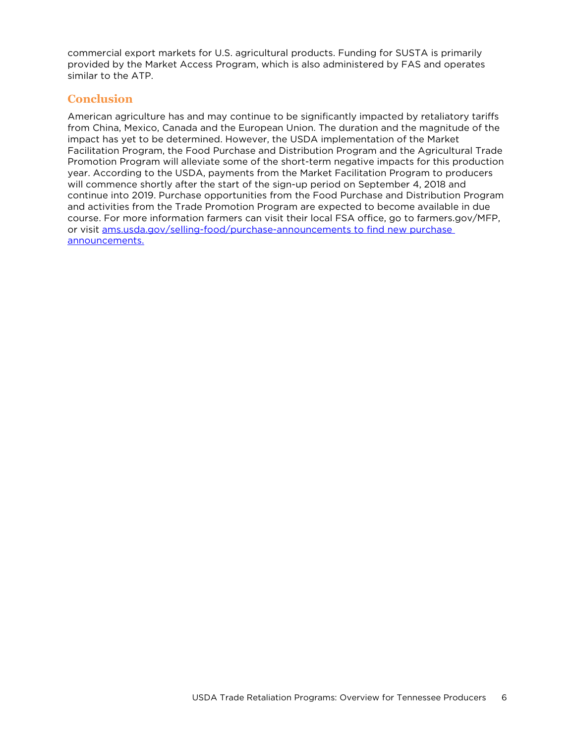commercial export markets for U.S. agricultural products. Funding for SUSTA is primarily provided by the Market Access Program, which is also administered by FAS and operates similar to the ATP.

## Conclusion

American agriculture has and may continue to be significantly impacted by retaliatory tariffs from China, Mexico, Canada and the European Union. The duration and the magnitude of the impact has yet to be determined. However, the USDA implementation of the Market Facilitation Program, the Food Purchase and Distribution Program and the Agricultural Trade Promotion Program will alleviate some of the short-term negative impacts for this production year. According to the USDA, payments from the Market Facilitation Program to producers will commence shortly after the start of the sign-up period on September 4, 2018 and continue into 2019. Purchase opportunities from the Food Purchase and Distribution Program and activities from the Trade Promotion Program are expected to become available in due course. For more information farmers can visit their local FSA office, go to farmers.gov/MFP, or visit ams.usda.gov/selling-food/purchase-announcements to find new purchase announcements.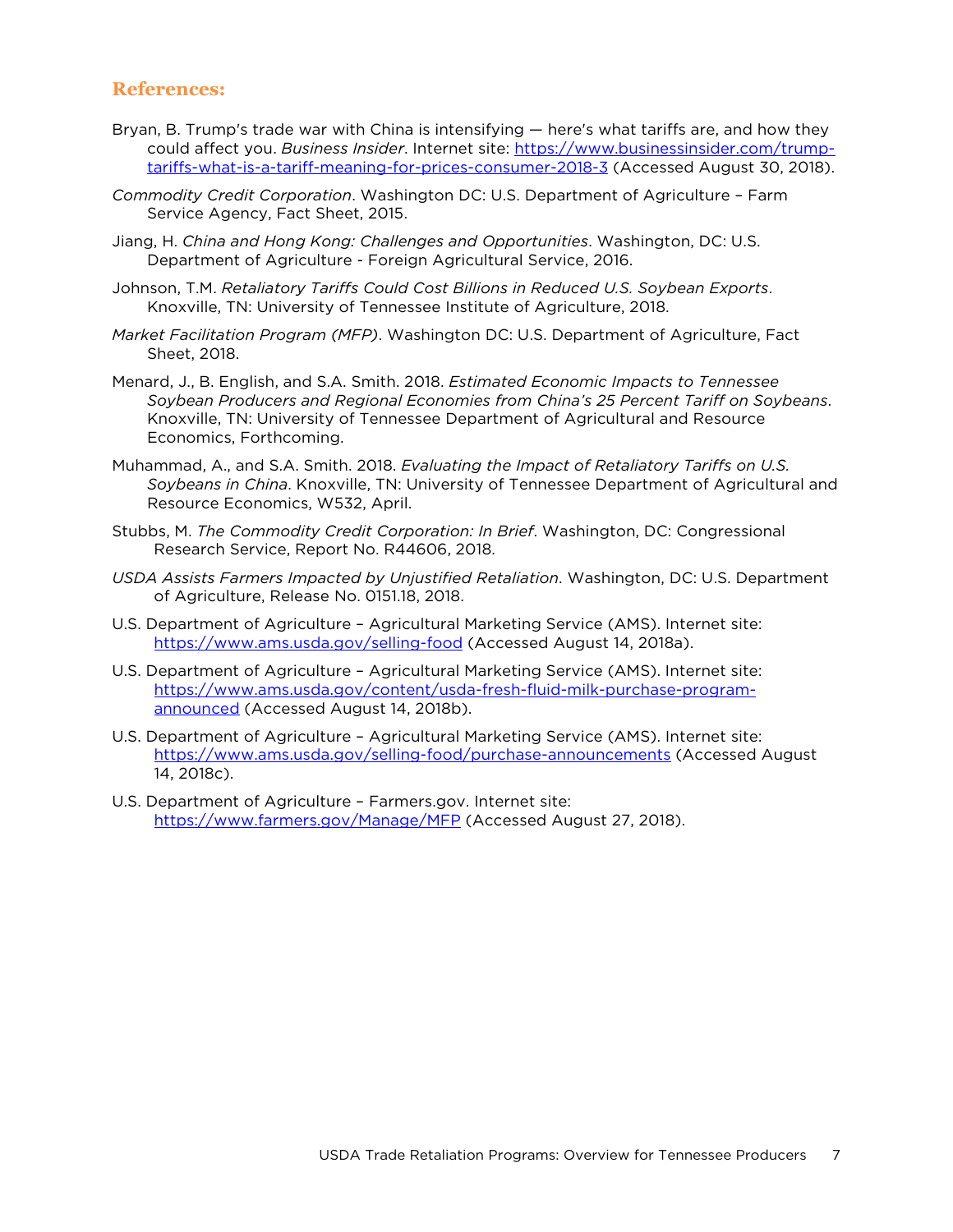## References:

Bryan, B. Trump's trade war with China is intensifying — here's what tariffs are, and how they could affect you. *Business Insider*. Internet site: https://www.businessinsider.com/trump-tariffs-what-is-a-tariff-meaning-for-prices-consumer-2018-3 (Accessed August 30, 2018).

*Commodity Credit Corporation*. Washington DC: U.S. Department of Agriculture – Farm Service Agency, Fact Sheet, 2015.

Jiang, H. *China and Hong Kong: Challenges and Opportunities*. Washington, DC: U.S. Department of Agriculture - Foreign Agricultural Service, 2016.

Johnson, T.M. *Retaliatory Tariffs Could Cost Billions in Reduced U.S. Soybean Exports*. Knoxville, TN: University of Tennessee Institute of Agriculture, 2018.

*Market Facilitation Program (MFP)*. Washington DC: U.S. Department of Agriculture, Fact Sheet, 2018.

Menard, J., B. English, and S.A. Smith. 2018. *Estimated Economic Impacts to Tennessee Soybean Producers and Regional Economies from China's 25 Percent Tariff on Soybeans*. Knoxville, TN: University of Tennessee Department of Agricultural and Resource Economics, Forthcoming.

Muhammad, A., and S.A. Smith. 2018. *Evaluating the Impact of Retaliatory Tariffs on U.S. Soybeans in China*. Knoxville, TN: University of Tennessee Department of Agricultural and Resource Economics, W532, April.

Stubbs, M. *The Commodity Credit Corporation: In Brief*. Washington, DC: Congressional Research Service, Report No. R44606, 2018.

*USDA Assists Farmers Impacted by Unjustified Retaliation*. Washington, DC: U.S. Department of Agriculture, Release No. 0151.18, 2018.

U.S. Department of Agriculture – Agricultural Marketing Service (AMS). Internet site: https://www.ams.usda.gov/selling-food (Accessed August 14, 2018a).

U.S. Department of Agriculture – Agricultural Marketing Service (AMS). Internet site: https://www.ams.usda.gov/content/usda-fresh-fluid-milk-purchase-program-announced (Accessed August 14, 2018b).

U.S. Department of Agriculture – Agricultural Marketing Service (AMS). Internet site: https://www.ams.usda.gov/selling-food/purchase-announcements (Accessed August 14, 2018c).

U.S. Department of Agriculture – Farmers.gov. Internet site: https://www.farmers.gov/Manage/MFP (Accessed August 27, 2018).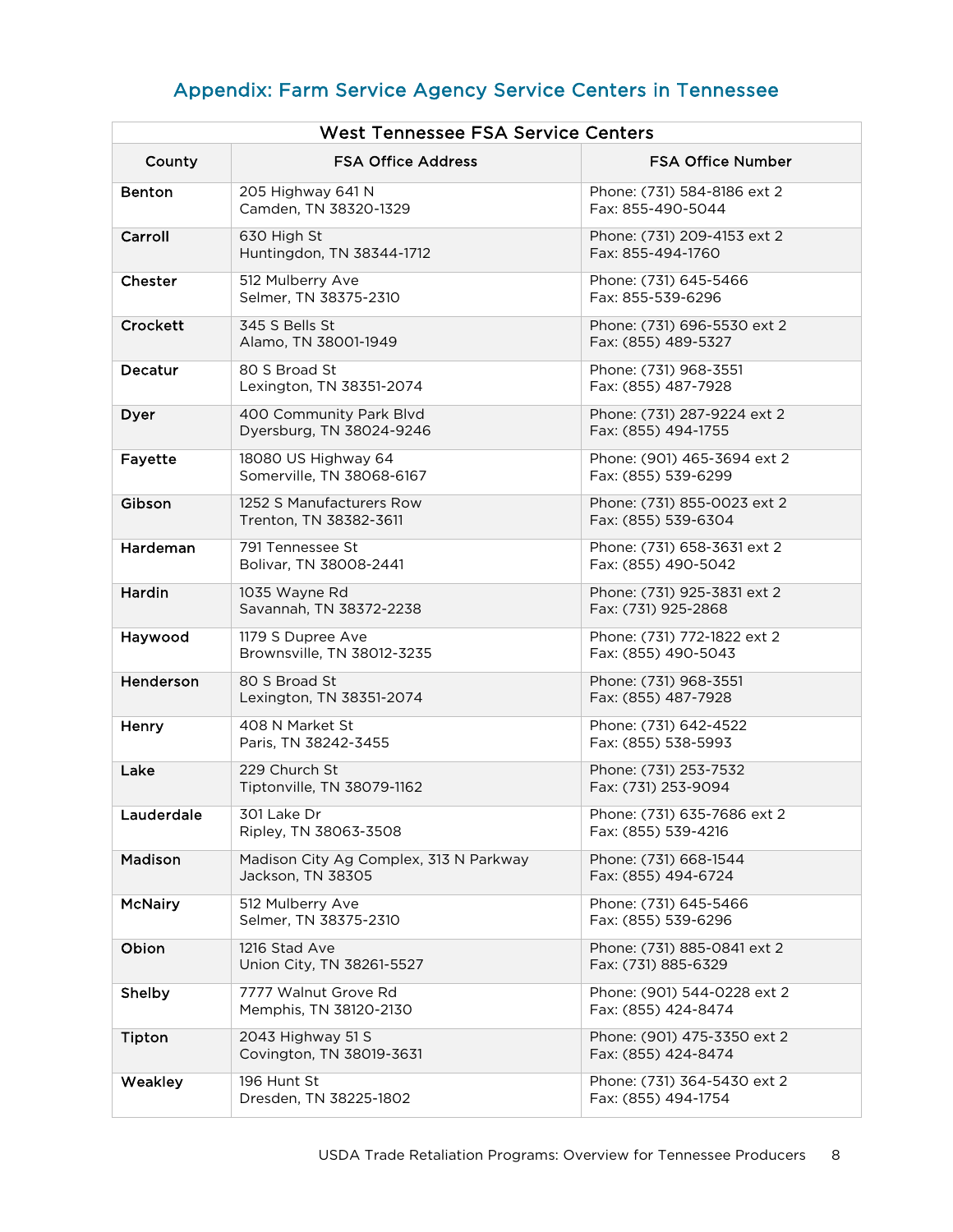## Appendix: Farm Service Agency Service Centers in Tennessee

| West Tennessee FSA Service Centers | | |
|---|---|---|
| **County** | **FSA Office Address** | **FSA Office Number** |
| **Benton** | 205 Highway 641 N<br>Camden, TN 38320-1329 | Phone: (731) 584-8186 ext 2<br>Fax: 855-490-5044 |
| **Carroll** | 630 High St<br>Huntingdon, TN 38344-1712 | Phone: (731) 209-4153 ext 2<br>Fax: 855-494-1760 |
| **Chester** | 512 Mulberry Ave<br>Selmer, TN 38375-2310 | Phone: (731) 645-5466<br>Fax: 855-539-6296 |
| **Crockett** | 345 S Bells St<br>Alamo, TN 38001-1949 | Phone: (731) 696-5530 ext 2<br>Fax: (855) 489-5327 |
| **Decatur** | 80 S Broad St<br>Lexington, TN 38351-2074 | Phone: (731) 968-3551<br>Fax: (855) 487-7928 |
| **Dyer** | 400 Community Park Blvd<br>Dyersburg, TN 38024-9246 | Phone: (731) 287-9224 ext 2<br>Fax: (855) 494-1755 |
| **Fayette** | 18080 US Highway 64<br>Somerville, TN 38068-6167 | Phone: (901) 465-3694 ext 2<br>Fax: (855) 539-6299 |
| **Gibson** | 1252 S Manufacturers Row<br>Trenton, TN 38382-3611 | Phone: (731) 855-0023 ext 2<br>Fax: (855) 539-6304 |
| **Hardeman** | 791 Tennessee St<br>Bolivar, TN 38008-2441 | Phone: (731) 658-3631 ext 2<br>Fax: (855) 490-5042 |
| **Hardin** | 1035 Wayne Rd<br>Savannah, TN 38372-2238 | Phone: (731) 925-3831 ext 2<br>Fax: (731) 925-2868 |
| **Haywood** | 1179 S Dupree Ave<br>Brownsville, TN 38012-3235 | Phone: (731) 772-1822 ext 2<br>Fax: (855) 490-5043 |
| **Henderson** | 80 S Broad St<br>Lexington, TN 38351-2074 | Phone: (731) 968-3551<br>Fax: (855) 487-7928 |
| **Henry** | 408 N Market St<br>Paris, TN 38242-3455 | Phone: (731) 642-4522<br>Fax: (855) 538-5993 |
| **Lake** | 229 Church St<br>Tiptonville, TN 38079-1162 | Phone: (731) 253-7532<br>Fax: (731) 253-9094 |
| **Lauderdale** | 301 Lake Dr<br>Ripley, TN 38063-3508 | Phone: (731) 635-7686 ext 2<br>Fax: (855) 539-4216 |
| **Madison** | Madison City Ag Complex, 313 N Parkway<br>Jackson, TN 38305 | Phone: (731) 668-1544<br>Fax: (855) 494-6724 |
| **McNairy** | 512 Mulberry Ave<br>Selmer, TN 38375-2310 | Phone: (731) 645-5466<br>Fax: (855) 539-6296 |
| **Obion** | 1216 Stad Ave<br>Union City, TN 38261-5527 | Phone: (731) 885-0841 ext 2<br>Fax: (731) 885-6329 |
| **Shelby** | 7777 Walnut Grove Rd<br>Memphis, TN 38120-2130 | Phone: (901) 544-0228 ext 2<br>Fax: (855) 424-8474 |
| **Tipton** | 2043 Highway 51 S<br>Covington, TN 38019-3631 | Phone: (901) 475-3350 ext 2<br>Fax: (855) 424-8474 |
| **Weakley** | 196 Hunt St<br>Dresden, TN 38225-1802 | Phone: (731) 364-5430 ext 2<br>Fax: (855) 494-1754 |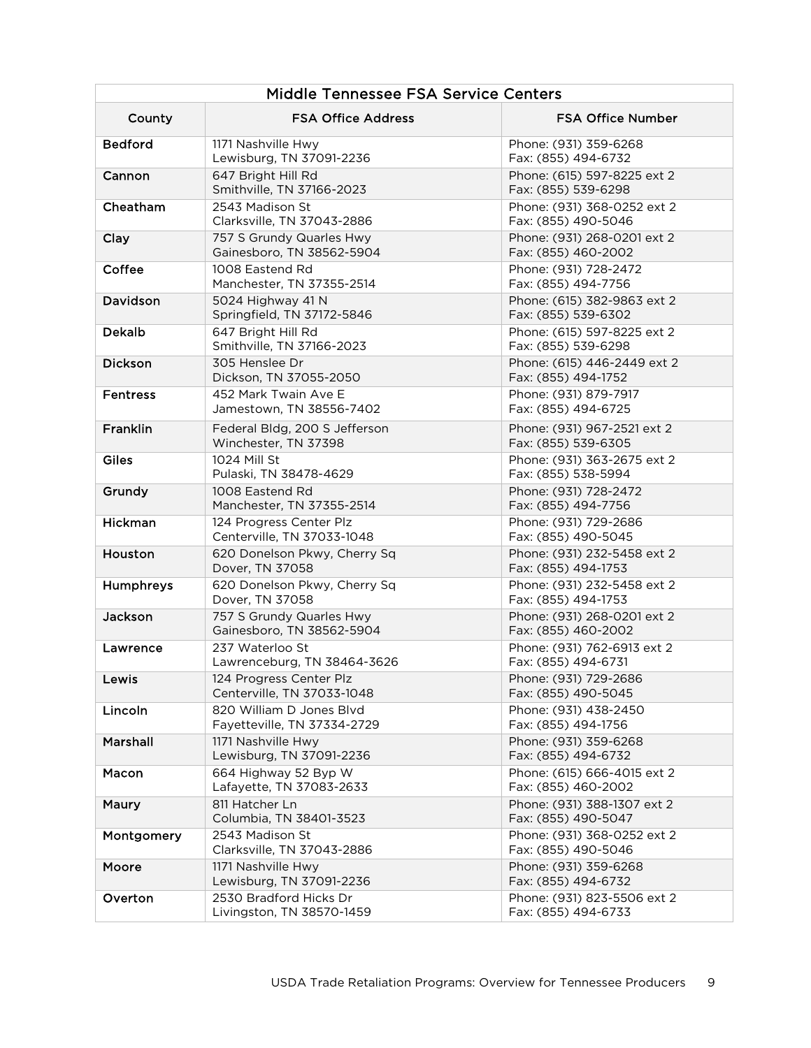| Middle Tennessee FSA Service Centers | | |
|---|---|---|
| **County** | **FSA Office Address** | **FSA Office Number** |
| **Bedford** | 1171 Nashville Hwy<br>Lewisburg, TN 37091-2236 | Phone: (931) 359-6268<br>Fax: (855) 494-6732 |
| **Cannon** | 647 Bright Hill Rd<br>Smithville, TN 37166-2023 | Phone: (615) 597-8225 ext 2<br>Fax: (855) 539-6298 |
| **Cheatham** | 2543 Madison St<br>Clarksville, TN 37043-2886 | Phone: (931) 368-0252 ext 2<br>Fax: (855) 490-5046 |
| **Clay** | 757 S Grundy Quarles Hwy<br>Gainesboro, TN 38562-5904 | Phone: (931) 268-0201 ext 2<br>Fax: (855) 460-2002 |
| **Coffee** | 1008 Eastend Rd<br>Manchester, TN 37355-2514 | Phone: (931) 728-2472<br>Fax: (855) 494-7756 |
| **Davidson** | 5024 Highway 41 N<br>Springfield, TN 37172-5846 | Phone: (615) 382-9863 ext 2<br>Fax: (855) 539-6302 |
| **Dekalb** | 647 Bright Hill Rd<br>Smithville, TN 37166-2023 | Phone: (615) 597-8225 ext 2<br>Fax: (855) 539-6298 |
| **Dickson** | 305 Henslee Dr<br>Dickson, TN 37055-2050 | Phone: (615) 446-2449 ext 2<br>Fax: (855) 494-1752 |
| **Fentress** | 452 Mark Twain Ave E<br>Jamestown, TN 38556-7402 | Phone: (931) 879-7917<br>Fax: (855) 494-6725 |
| **Franklin** | Federal Bldg, 200 S Jefferson<br>Winchester, TN 37398 | Phone: (931) 967-2521 ext 2<br>Fax: (855) 539-6305 |
| **Giles** | 1024 Mill St<br>Pulaski, TN 38478-4629 | Phone: (931) 363-2675 ext 2<br>Fax: (855) 538-5994 |
| **Grundy** | 1008 Eastend Rd<br>Manchester, TN 37355-2514 | Phone: (931) 728-2472<br>Fax: (855) 494-7756 |
| **Hickman** | 124 Progress Center Plz<br>Centerville, TN 37033-1048 | Phone: (931) 729-2686<br>Fax: (855) 490-5045 |
| **Houston** | 620 Donelson Pkwy, Cherry Sq<br>Dover, TN 37058 | Phone: (931) 232-5458 ext 2<br>Fax: (855) 494-1753 |
| **Humphreys** | 620 Donelson Pkwy, Cherry Sq<br>Dover, TN 37058 | Phone: (931) 232-5458 ext 2<br>Fax: (855) 494-1753 |
| **Jackson** | 757 S Grundy Quarles Hwy<br>Gainesboro, TN 38562-5904 | Phone: (931) 268-0201 ext 2<br>Fax: (855) 460-2002 |
| **Lawrence** | 237 Waterloo St<br>Lawrenceburg, TN 38464-3626 | Phone: (931) 762-6913 ext 2<br>Fax: (855) 494-6731 |
| **Lewis** | 124 Progress Center Plz<br>Centerville, TN 37033-1048 | Phone: (931) 729-2686<br>Fax: (855) 490-5045 |
| **Lincoln** | 820 William D Jones Blvd<br>Fayetteville, TN 37334-2729 | Phone: (931) 438-2450<br>Fax: (855) 494-1756 |
| **Marshall** | 1171 Nashville Hwy<br>Lewisburg, TN 37091-2236 | Phone: (931) 359-6268<br>Fax: (855) 494-6732 |
| **Macon** | 664 Highway 52 Byp W<br>Lafayette, TN 37083-2633 | Phone: (615) 666-4015 ext 2<br>Fax: (855) 460-2002 |
| **Maury** | 811 Hatcher Ln<br>Columbia, TN 38401-3523 | Phone: (931) 388-1307 ext 2<br>Fax: (855) 490-5047 |
| **Montgomery** | 2543 Madison St<br>Clarksville, TN 37043-2886 | Phone: (931) 368-0252 ext 2<br>Fax: (855) 490-5046 |
| **Moore** | 1171 Nashville Hwy<br>Lewisburg, TN 37091-2236 | Phone: (931) 359-6268<br>Fax: (855) 494-6732 |
| **Overton** | 2530 Bradford Hicks Dr<br>Livingston, TN 38570-1459 | Phone: (931) 823-5506 ext 2<br>Fax: (855) 494-6733 |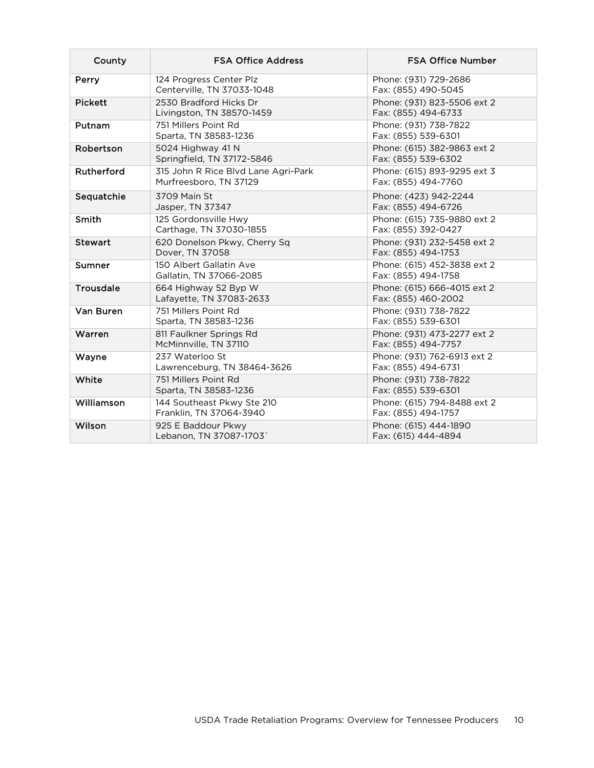| County | FSA Office Address | FSA Office Number |
|---|---|---|
| Perry | 124 Progress Center Plz<br>Centerville, TN 37033-1048 | Phone: (931) 729-2686<br>Fax: (855) 490-5045 |
| Pickett | 2530 Bradford Hicks Dr<br>Livingston, TN 38570-1459 | Phone: (931) 823-5506 ext 2<br>Fax: (855) 494-6733 |
| Putnam | 751 Millers Point Rd<br>Sparta, TN 38583-1236 | Phone: (931) 738-7822<br>Fax: (855) 539-6301 |
| Robertson | 5024 Highway 41 N<br>Springfield, TN 37172-5846 | Phone: (615) 382-9863 ext 2<br>Fax: (855) 539-6302 |
| Rutherford | 315 John R Rice Blvd Lane Agri-Park<br>Murfreesboro, TN 37129 | Phone: (615) 893-9295 ext 3<br>Fax: (855) 494-7760 |
| Sequatchie | 3709 Main St<br>Jasper, TN 37347 | Phone: (423) 942-2244<br>Fax: (855) 494-6726 |
| Smith | 125 Gordonsville Hwy<br>Carthage, TN 37030-1855 | Phone: (615) 735-9880 ext 2<br>Fax: (855) 392-0427 |
| Stewart | 620 Donelson Pkwy, Cherry Sq<br>Dover, TN 37058 | Phone: (931) 232-5458 ext 2<br>Fax: (855) 494-1753 |
| Sumner | 150 Albert Gallatin Ave<br>Gallatin, TN 37066-2085 | Phone: (615) 452-3838 ext 2<br>Fax: (855) 494-1758 |
| Trousdale | 664 Highway 52 Byp W<br>Lafayette, TN 37083-2633 | Phone: (615) 666-4015 ext 2<br>Fax: (855) 460-2002 |
| Van Buren | 751 Millers Point Rd<br>Sparta, TN 38583-1236 | Phone: (931) 738-7822<br>Fax: (855) 539-6301 |
| Warren | 811 Faulkner Springs Rd<br>McMinnville, TN 37110 | Phone: (931) 473-2277 ext 2<br>Fax: (855) 494-7757 |
| Wayne | 237 Waterloo St<br>Lawrenceburg, TN 38464-3626 | Phone: (931) 762-6913 ext 2<br>Fax: (855) 494-6731 |
| White | 751 Millers Point Rd<br>Sparta, TN 38583-1236 | Phone: (931) 738-7822<br>Fax: (855) 539-6301 |
| Williamson | 144 Southeast Pkwy Ste 210<br>Franklin, TN 37064-3940 | Phone: (615) 794-8488 ext 2<br>Fax: (855) 494-1757 |
| Wilson | 925 E Baddour Pkwy<br>Lebanon, TN 37087-1703` | Phone: (615) 444-1890<br>Fax: (615) 444-4894 |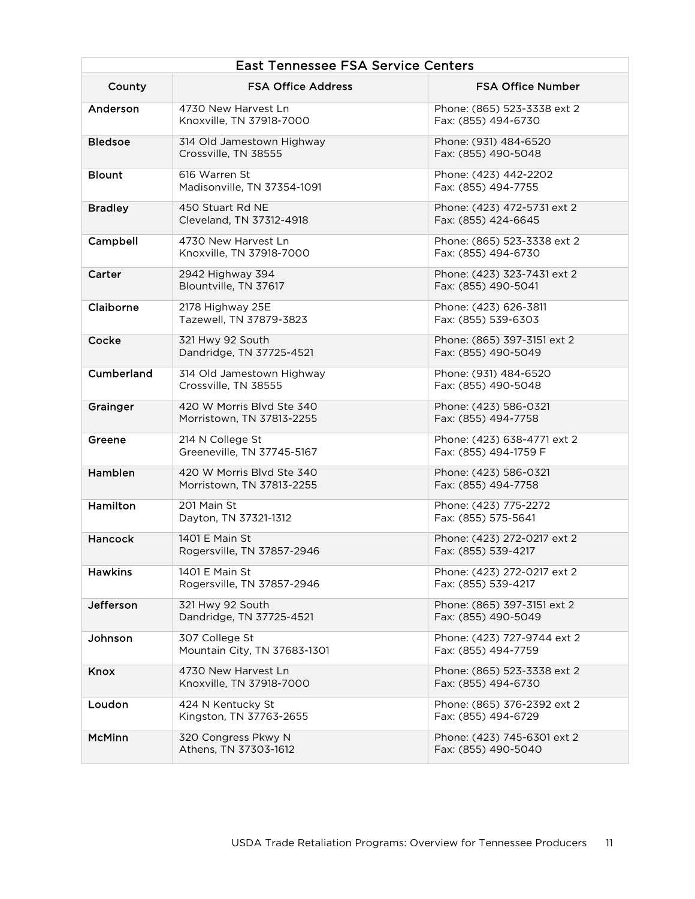| East Tennessee FSA Service Centers | | |
|---|---|---|
| **County** | **FSA Office Address** | **FSA Office Number** |
| **Anderson** | 4730 New Harvest Ln<br>Knoxville, TN 37918-7000 | Phone: (865) 523-3338 ext 2<br>Fax: (855) 494-6730 |
| **Bledsoe** | 314 Old Jamestown Highway<br>Crossville, TN 38555 | Phone: (931) 484-6520<br>Fax: (855) 490-5048 |
| **Blount** | 616 Warren St<br>Madisonville, TN 37354-1091 | Phone: (423) 442-2202<br>Fax: (855) 494-7755 |
| **Bradley** | 450 Stuart Rd NE<br>Cleveland, TN 37312-4918 | Phone: (423) 472-5731 ext 2<br>Fax: (855) 424-6645 |
| **Campbell** | 4730 New Harvest Ln<br>Knoxville, TN 37918-7000 | Phone: (865) 523-3338 ext 2<br>Fax: (855) 494-6730 |
| **Carter** | 2942 Highway 394<br>Blountville, TN 37617 | Phone: (423) 323-7431 ext 2<br>Fax: (855) 490-5041 |
| **Claiborne** | 2178 Highway 25E<br>Tazewell, TN 37879-3823 | Phone: (423) 626-3811<br>Fax: (855) 539-6303 |
| **Cocke** | 321 Hwy 92 South<br>Dandridge, TN 37725-4521 | Phone: (865) 397-3151 ext 2<br>Fax: (855) 490-5049 |
| **Cumberland** | 314 Old Jamestown Highway<br>Crossville, TN 38555 | Phone: (931) 484-6520<br>Fax: (855) 490-5048 |
| **Grainger** | 420 W Morris Blvd Ste 340<br>Morristown, TN 37813-2255 | Phone: (423) 586-0321<br>Fax: (855) 494-7758 |
| **Greene** | 214 N College St<br>Greeneville, TN 37745-5167 | Phone: (423) 638-4771 ext 2<br>Fax: (855) 494-1759 F |
| **Hamblen** | 420 W Morris Blvd Ste 340<br>Morristown, TN 37813-2255 | Phone: (423) 586-0321<br>Fax: (855) 494-7758 |
| **Hamilton** | 201 Main St<br>Dayton, TN 37321-1312 | Phone: (423) 775-2272<br>Fax: (855) 575-5641 |
| **Hancock** | 1401 E Main St<br>Rogersville, TN 37857-2946 | Phone: (423) 272-0217 ext 2<br>Fax: (855) 539-4217 |
| **Hawkins** | 1401 E Main St<br>Rogersville, TN 37857-2946 | Phone: (423) 272-0217 ext 2<br>Fax: (855) 539-4217 |
| **Jefferson** | 321 Hwy 92 South<br>Dandridge, TN 37725-4521 | Phone: (865) 397-3151 ext 2<br>Fax: (855) 490-5049 |
| **Johnson** | 307 College St<br>Mountain City, TN 37683-1301 | Phone: (423) 727-9744 ext 2<br>Fax: (855) 494-7759 |
| **Knox** | 4730 New Harvest Ln<br>Knoxville, TN 37918-7000 | Phone: (865) 523-3338 ext 2<br>Fax: (855) 494-6730 |
| **Loudon** | 424 N Kentucky St<br>Kingston, TN 37763-2655 | Phone: (865) 376-2392 ext 2<br>Fax: (855) 494-6729 |
| **McMinn** | 320 Congress Pkwy N<br>Athens, TN 37303-1612 | Phone: (423) 745-6301 ext 2<br>Fax: (855) 490-5040 |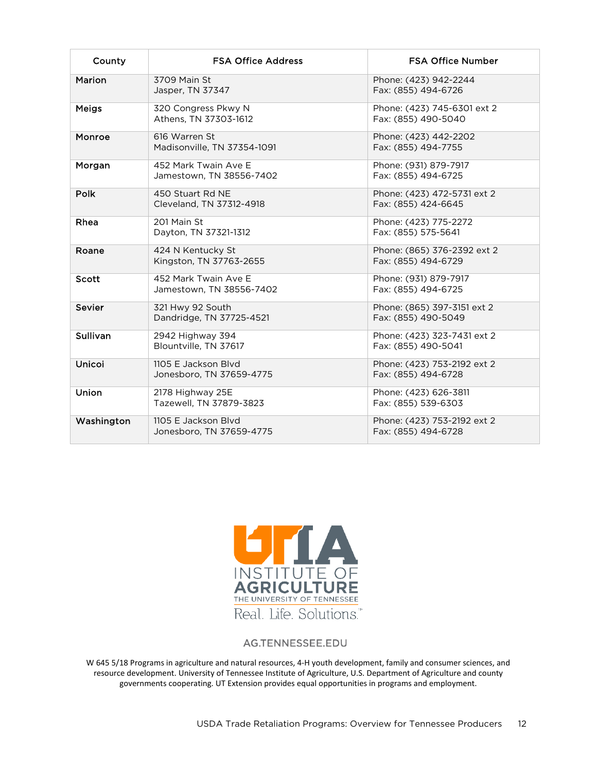| County | FSA Office Address | FSA Office Number |
| --- | --- | --- |
| **Marion** | 3709 Main St<br>Jasper, TN 37347 | Phone: (423) 942-2244<br>Fax: (855) 494-6726 |
| **Meigs** | 320 Congress Pkwy N<br>Athens, TN 37303-1612 | Phone: (423) 745-6301 ext 2<br>Fax: (855) 490-5040 |
| **Monroe** | 616 Warren St<br>Madisonville, TN 37354-1091 | Phone: (423) 442-2202<br>Fax: (855) 494-7755 |
| **Morgan** | 452 Mark Twain Ave E<br>Jamestown, TN 38556-7402 | Phone: (931) 879-7917<br>Fax: (855) 494-6725 |
| **Polk** | 450 Stuart Rd NE<br>Cleveland, TN 37312-4918 | Phone: (423) 472-5731 ext 2<br>Fax: (855) 424-6645 |
| **Rhea** | 201 Main St<br>Dayton, TN 37321-1312 | Phone: (423) 775-2272<br>Fax: (855) 575-5641 |
| **Roane** | 424 N Kentucky St<br>Kingston, TN 37763-2655 | Phone: (865) 376-2392 ext 2<br>Fax: (855) 494-6729 |
| **Scott** | 452 Mark Twain Ave E<br>Jamestown, TN 38556-7402 | Phone: (931) 879-7917<br>Fax: (855) 494-6725 |
| **Sevier** | 321 Hwy 92 South<br>Dandridge, TN 37725-4521 | Phone: (865) 397-3151 ext 2<br>Fax: (855) 490-5049 |
| **Sullivan** | 2942 Highway 394<br>Blountville, TN 37617 | Phone: (423) 323-7431 ext 2<br>Fax: (855) 490-5041 |
| **Unicoi** | 1105 E Jackson Blvd<br>Jonesboro, TN 37659-4775 | Phone: (423) 753-2192 ext 2<br>Fax: (855) 494-6728 |
| **Union** | 2178 Highway 25E<br>Tazewell, TN 37879-3823 | Phone: (423) 626-3811<br>Fax: (855) 539-6303 |
| **Washington** | 1105 E Jackson Blvd<br>Jonesboro, TN 37659-4775 | Phone: (423) 753-2192 ext 2<br>Fax: (855) 494-6728 |

UTIA INSTITUTE OF AGRICULTURE
THE UNIVERSITY OF TENNESSEE
Real. Life. Solutions.™

AG.TENNESSEE.EDU

W 645 5/18 Programs in agriculture and natural resources, 4-H youth development, family and consumer sciences, and resource development. University of Tennessee Institute of Agriculture, U.S. Department of Agriculture and county governments cooperating. UT Extension provides equal opportunities in programs and employment.